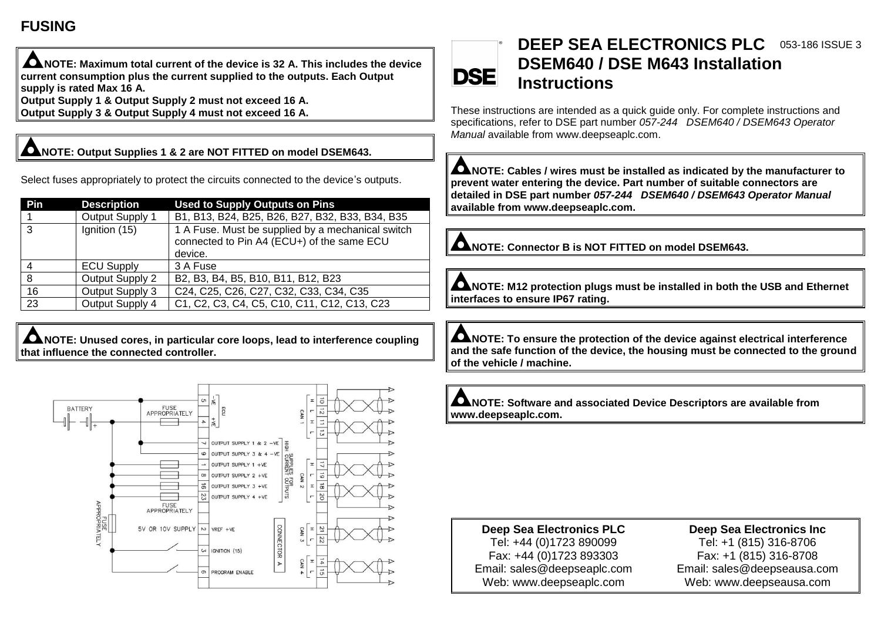# DEEP SEA ELECTRONICS PLC

053-186 ISSUE 3

## DSEM640 / DSE M643 Installation Instructions

These instructions are intended as a quick guide only. For complete instructions and specifications, refer to DSE part number *057-244 DSEM640 / DSEM643 Operator Manual* available from www.deepseaplc.com.

> **NOTE: Cables / wires must be installed as indicated by the manufacturer to prevent water entering the device. Part number of suitable connectors are detailed in DSE part number *057-244 DSEM640 / DSEM643 Operator Manual* available from www.deepseaplc.com.**

> **NOTE: Connector B is NOT FITTED on model DSEM643.**

> **NOTE: M12 protection plugs must be installed in both the USB and Ethernet interfaces to ensure IP67 rating.**

> **NOTE: To ensure the protection of the device against electrical interference and the safe function of the device, the housing must be connected to the ground of the vehicle / machine.**

> **NOTE: Software and associated Device Descriptors are available from www.deepseaplc.com.**

| Deep Sea Electronics PLC | Deep Sea Electronics Inc |
|---|---|
| Tel: +44 (0)1723 890099 | Tel: +1 (815) 316-8706 |
| Fax: +44 (0)1723 893303 | Fax: +1 (815) 316-8708 |
| Email: sales@deepseaplc.com | Email: sales@deepseausa.com |
| Web: www.deepseaplc.com | Web: www.deepseausa.com |

## FUSING

> **NOTE: Maximum total current of the device is 32 A. This includes the device current consumption plus the current supplied to the outputs. Each Output supply is rated Max 16 A.**
> **Output Supply 1 & Output Supply 2 must not exceed 16 A.**
> **Output Supply 3 & Output Supply 4 must not exceed 16 A.**

> **NOTE: Output Supplies 1 & 2 are NOT FITTED on model DSEM643.**

Select fuses appropriately to protect the circuits connected to the device's outputs.

| Pin | Description | Used to Supply Outputs on Pins |
|---|---|---|
| 1 | Output Supply 1 | B1, B13, B24, B25, B26, B27, B32, B33, B34, B35 |
| 3 | Ignition (15) | 1 A Fuse. Must be supplied by a mechanical switch connected to Pin A4 (ECU+) of the same ECU device. |
| 4 | ECU Supply | 3 A Fuse |
| 8 | Output Supply 2 | B2, B3, B4, B5, B10, B11, B12, B23 |
| 16 | Output Supply 3 | C24, C25, C26, C27, C32, C33, C34, C35 |
| 23 | Output Supply 4 | C1, C2, C3, C4, C5, C10, C11, C12, C13, C23 |

> **NOTE: Unused cores, in particular core loops, lead to interference coupling that influence the connected controller.**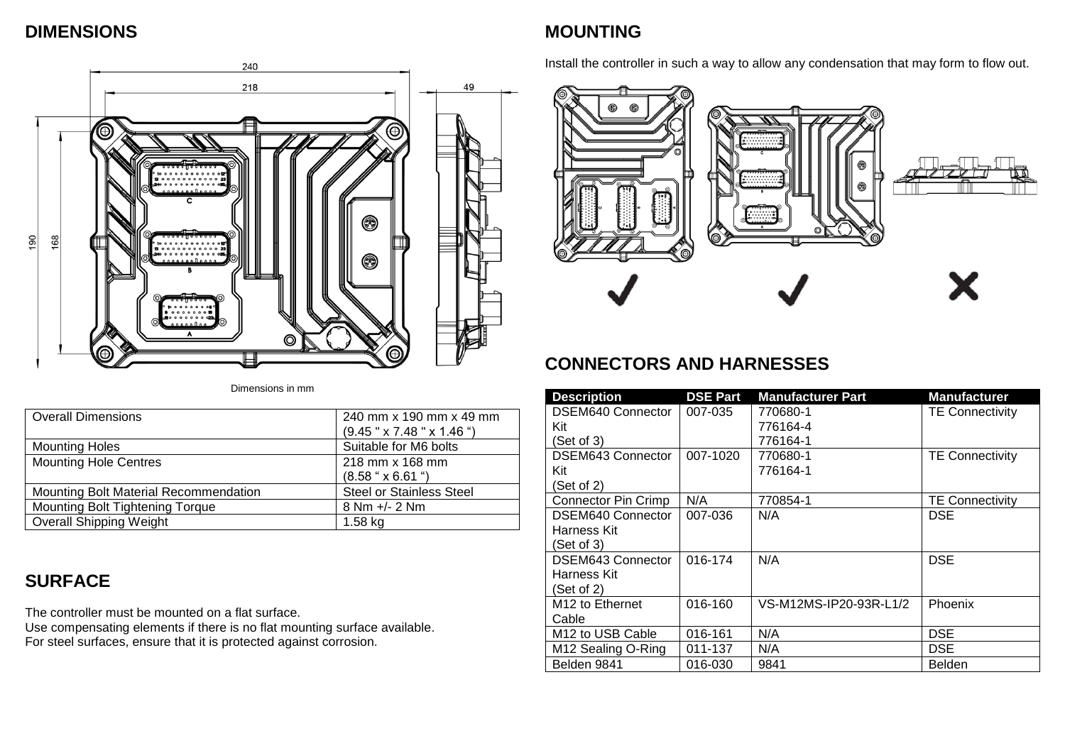## DIMENSIONS

240

218

49

190

168

Dimensions in mm

| | |
|---|---|
| Overall Dimensions | 240 mm x 190 mm x 49 mm<br>(9.45 " x 7.48 " x 1.46 ") |
| Mounting Holes | Suitable for M6 bolts |
| Mounting Hole Centres | 218 mm x 168 mm<br>(8.58 " x 6.61 ") |
| Mounting Bolt Material Recommendation | Steel or Stainless Steel |
| Mounting Bolt Tightening Torque | 8 Nm +/- 2 Nm |
| Overall Shipping Weight | 1.58 kg |

## SURFACE

The controller must be mounted on a flat surface.
Use compensating elements if there is no flat mounting surface available.
For steel surfaces, ensure that it is protected against corrosion.

## MOUNTING

Install the controller in such a way to allow any condensation that may form to flow out.

## CONNECTORS AND HARNESSES

| Description | DSE Part | Manufacturer Part | Manufacturer |
|---|---|---|---|
| DSEM640 Connector Kit<br>(Set of 3) | 007-035 | 770680-1<br>776164-4<br>776164-1 | TE Connectivity |
| DSEM643 Connector Kit<br>(Set of 2) | 007-1020 | 770680-1<br>776164-1 | TE Connectivity |
| Connector Pin Crimp | N/A | 770854-1 | TE Connectivity |
| DSEM640 Connector Harness Kit<br>(Set of 3) | 007-036 | N/A | DSE |
| DSEM643 Connector Harness Kit<br>(Set of 2) | 016-174 | N/A | DSE |
| M12 to Ethernet Cable | 016-160 | VS-M12MS-IP20-93R-L1/2 | Phoenix |
| M12 to USB Cable | 016-161 | N/A | DSE |
| M12 Sealing O-Ring | 011-137 | N/A | DSE |
| Belden 9841 | 016-030 | 9841 | Belden |